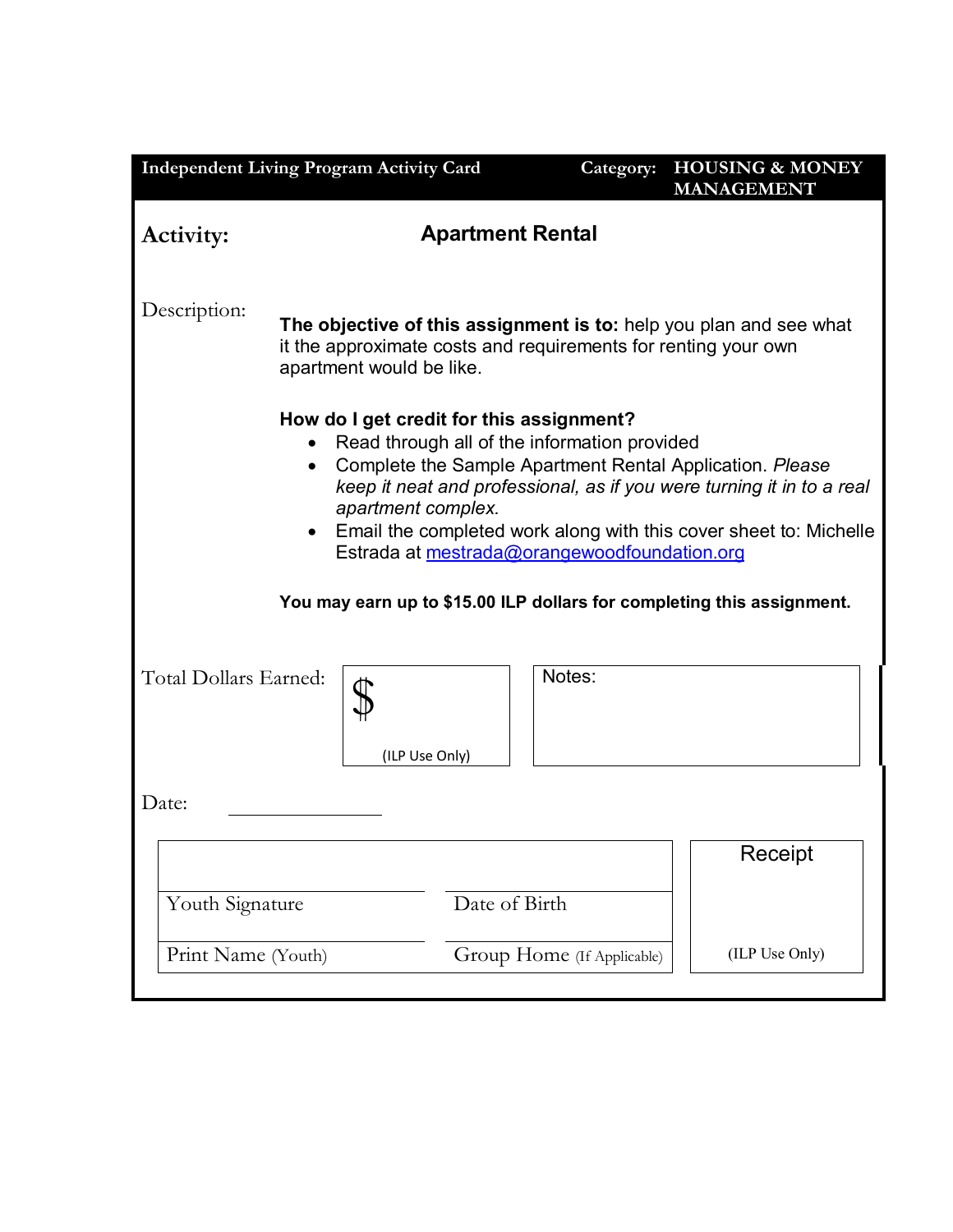**Independent Living Program Activity Card** | **Category: HOUSING & MONEY MANAGEMENT**

## Activity: Apartment Rental

Description:

**The objective of this assignment is to:** help you plan and see what it the approximate costs and requirements for renting your own apartment would be like.

**How do I get credit for this assignment?**

- Read through all of the information provided
- Complete the Sample Apartment Rental Application. *Please keep it neat and professional, as if you were turning it in to a real apartment complex.*
- Email the completed work along with this cover sheet to: Michelle Estrada at mestrada@orangewoodfoundation.org

**You may earn up to $15.00 ILP dollars for completing this assignment.**

| Total Dollars Earned: | $ (ILP Use Only) | Notes: |
| --- | --- | --- |

Date: ____________

| | | |
| --- | --- | --- |
| Youth Signature | Date of Birth | Receipt |
| Print Name (Youth) | Group Home (If Applicable) | (ILP Use Only) |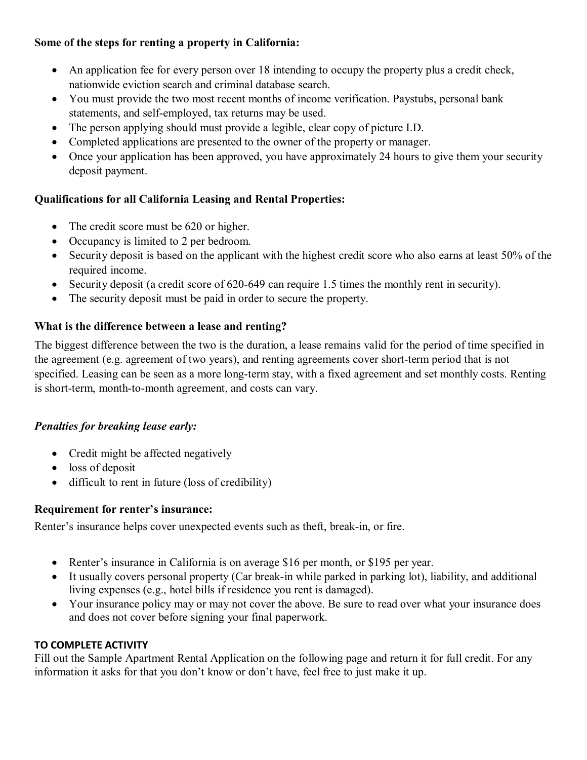**Some of the steps for renting a property in California:**

- An application fee for every person over 18 intending to occupy the property plus a credit check, nationwide eviction search and criminal database search.
- You must provide the two most recent months of income verification. Paystubs, personal bank statements, and self-employed, tax returns may be used.
- The person applying should must provide a legible, clear copy of picture I.D.
- Completed applications are presented to the owner of the property or manager.
- Once your application has been approved, you have approximately 24 hours to give them your security deposit payment.

**Qualifications for all California Leasing and Rental Properties:**

- The credit score must be 620 or higher.
- Occupancy is limited to 2 per bedroom.
- Security deposit is based on the applicant with the highest credit score who also earns at least 50% of the required income.
- Security deposit (a credit score of 620-649 can require 1.5 times the monthly rent in security).
- The security deposit must be paid in order to secure the property.

**What is the difference between a lease and renting?**

The biggest difference between the two is the duration, a lease remains valid for the period of time specified in the agreement (e.g. agreement of two years), and renting agreements cover short-term period that is not specified. Leasing can be seen as a more long-term stay, with a fixed agreement and set monthly costs. Renting is short-term, month-to-month agreement, and costs can vary.

***Penalties for breaking lease early:***

- Credit might be affected negatively
- loss of deposit
- difficult to rent in future (loss of credibility)

**Requirement for renter's insurance:**

Renter's insurance helps cover unexpected events such as theft, break-in, or fire.

- Renter's insurance in California is on average $16 per month, or $195 per year.
- It usually covers personal property (Car break-in while parked in parking lot), liability, and additional living expenses (e.g., hotel bills if residence you rent is damaged).
- Your insurance policy may or may not cover the above. Be sure to read over what your insurance does and does not cover before signing your final paperwork.

**TO COMPLETE ACTIVITY**

Fill out the Sample Apartment Rental Application on the following page and return it for full credit. For any information it asks for that you don't know or don't have, feel free to just make it up.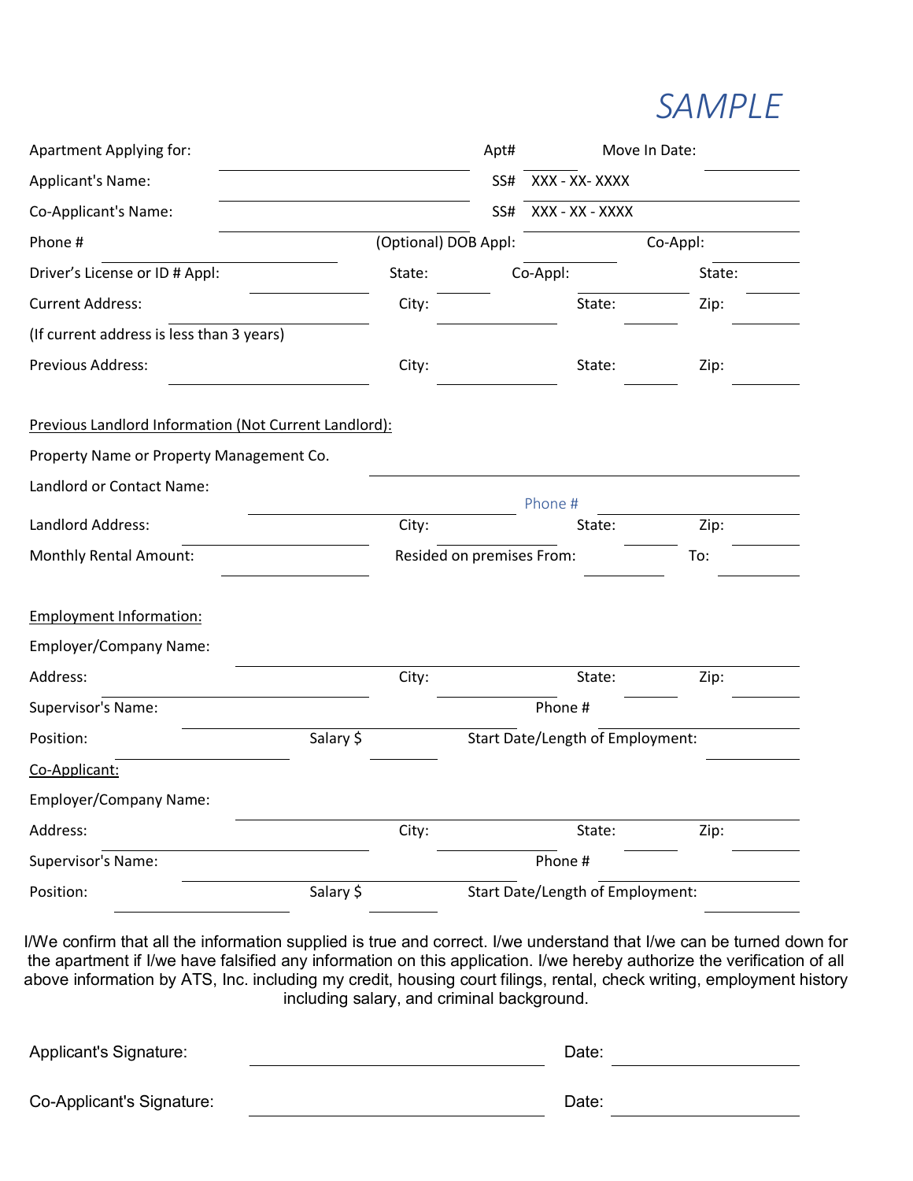# SAMPLE

Apartment Applying for: ____________________ Apt# ________ Move In Date: ____________

Applicant's Name: ____________________ SS# XXX - XX- XXXX

Co-Applicant's Name: ____________________ SS# XXX - XX - XXXX

Phone # ____________________ (Optional) DOB Appl: ____________ Co-Appl: ____________

Driver's License or ID # Appl: ____________ State: ________ Co-Appl: ____________ State: ________

Current Address: ____________ City: ____________ State: ________ Zip: ________

(If current address is less than 3 years)

Previous Address: ____________ City: ____________ State: ________ Zip: ________

Previous Landlord Information (Not Current Landlord):

Property Name or Property Management Co. ____________________

Landlord or Contact Name: ____________________ Phone # ____________

Landlord Address: ____________ City: ____________ State: ________ Zip: ________

Monthly Rental Amount: ____________ Resided on premises From: ____________ To: ____________

Employment Information:

Employer/Company Name: ____________________

Address: ____________ City: ____________ State: ________ Zip: ________

Supervisor's Name: ____________________ Phone # ____________

Position: ____________ Salary $ ________ Start Date/Length of Employment: ____________

Co-Applicant:

Employer/Company Name: ____________________

Address: ____________ City: ____________ State: ________ Zip: ________

Supervisor's Name: ____________________ Phone # ____________

Position: ____________ Salary $ ________ Start Date/Length of Employment: ____________

I/We confirm that all the information supplied is true and correct. I/we understand that I/we can be turned down for the apartment if I/we have falsified any information on this application. I/we hereby authorize the verification of all above information by ATS, Inc. including my credit, housing court filings, rental, check writing, employment history including salary, and criminal background.

Applicant's Signature: ____________________ Date: ____________

Co-Applicant's Signature: ____________________ Date: ____________